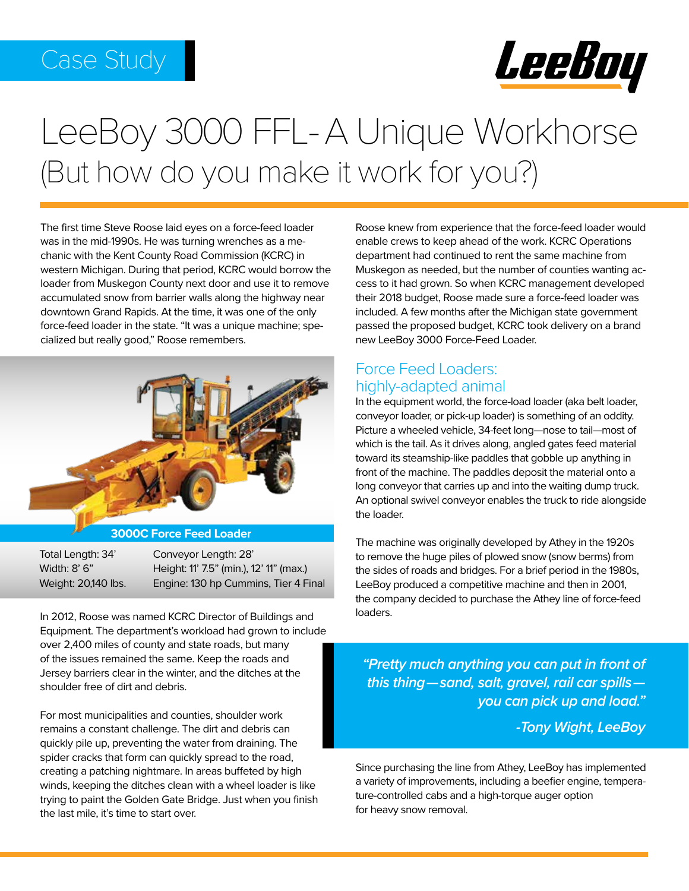Case Study

# LeeBoy 3000 FFL- A Unique Workhorse
## (But how do you make it work for you?)

The first time Steve Roose laid eyes on a force-feed loader was in the mid-1990s. He was turning wrenches as a mechanic with the Kent County Road Commission (KCRC) in western Michigan. During that period, KCRC would borrow the loader from Muskegon County next door and use it to remove accumulated snow from barrier walls along the highway near downtown Grand Rapids. At the time, it was one of the only force-feed loader in the state. "It was a unique machine; specialized but really good," Roose remembers.

**3000C Force Feed Loader**

| | |
|---|---|
| Total Length: 34' | Conveyor Length: 28' |
| Width: 8' 6" | Height: 11' 7.5" (min.), 12' 11" (max.) |
| Weight: 20,140 lbs. | Engine: 130 hp Cummins, Tier 4 Final |

In 2012, Roose was named KCRC Director of Buildings and Equipment. The department's workload had grown to include over 2,400 miles of county and state roads, but many of the issues remained the same. Keep the roads and Jersey barriers clear in the winter, and the ditches at the shoulder free of dirt and debris.

For most municipalities and counties, shoulder work remains a constant challenge. The dirt and debris can quickly pile up, preventing the water from draining. The spider cracks that form can quickly spread to the road, creating a patching nightmare. In areas buffeted by high winds, keeping the ditches clean with a wheel loader is like trying to paint the Golden Gate Bridge. Just when you finish the last mile, it's time to start over.

Roose knew from experience that the force-feed loader would enable crews to keep ahead of the work. KCRC Operations department had continued to rent the same machine from Muskegon as needed, but the number of counties wanting access to it had grown. So when KCRC management developed their 2018 budget, Roose made sure a force-feed loader was included. A few months after the Michigan state government passed the proposed budget, KCRC took delivery on a brand new LeeBoy 3000 Force-Feed Loader.

## Force Feed Loaders: highly-adapted animal

In the equipment world, the force-load loader (aka belt loader, conveyor loader, or pick-up loader) is something of an oddity. Picture a wheeled vehicle, 34-feet long—nose to tail—most of which is the tail. As it drives along, angled gates feed material toward its steamship-like paddles that gobble up anything in front of the machine. The paddles deposit the material onto a long conveyor that carries up and into the waiting dump truck. An optional swivel conveyor enables the truck to ride alongside the loader.

The machine was originally developed by Athey in the 1920s to remove the huge piles of plowed snow (snow berms) from the sides of roads and bridges. For a brief period in the 1980s, LeeBoy produced a competitive machine and then in 2001, the company decided to purchase the Athey line of force-feed loaders.

> *"Pretty much anything you can put in front of this thing—sand, salt, gravel, rail car spills—you can pick up and load."*
>
> *-Tony Wight, LeeBoy*

Since purchasing the line from Athey, LeeBoy has implemented a variety of improvements, including a beefier engine, temperature-controlled cabs and a high-torque auger option for heavy snow removal.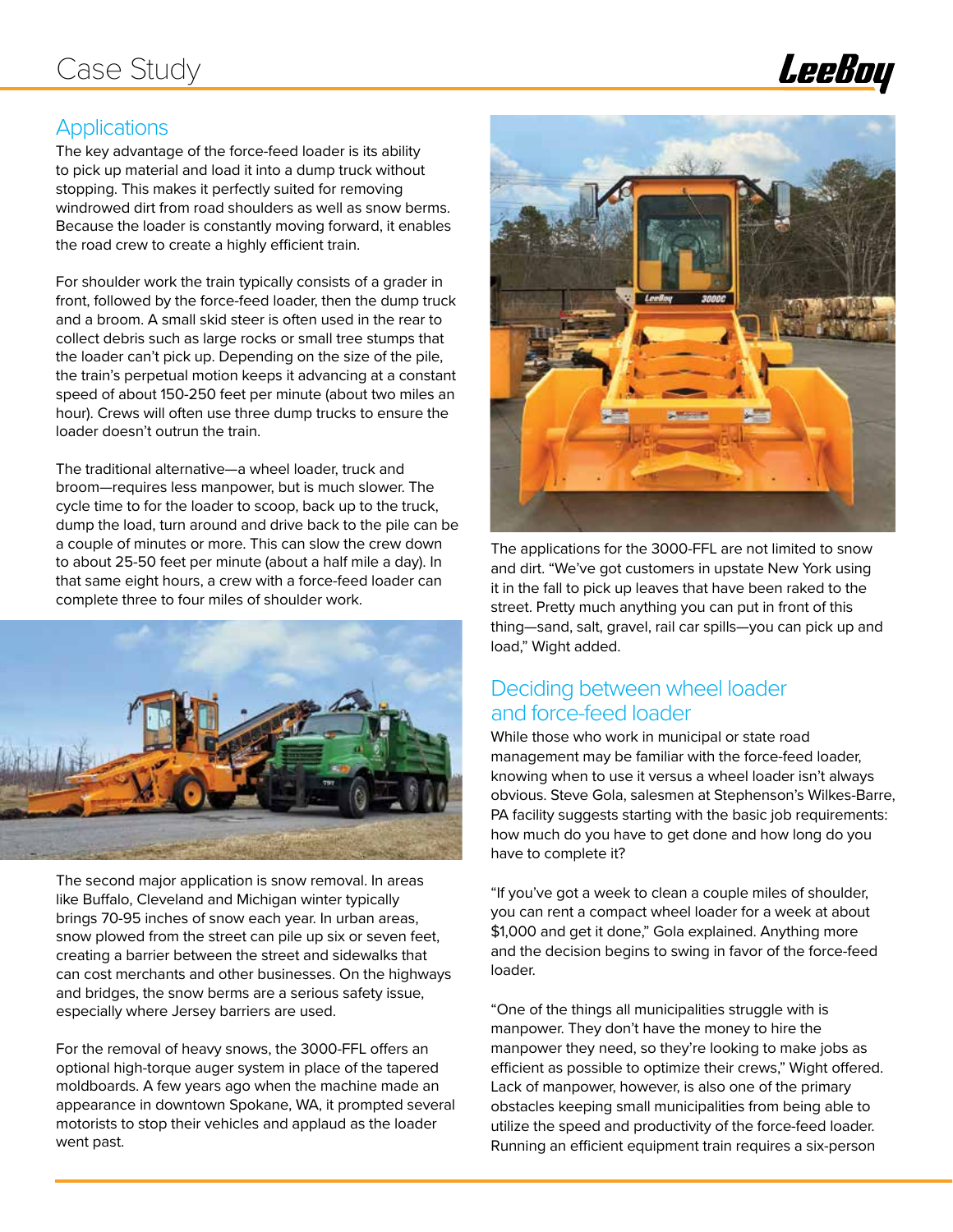## Applications

The key advantage of the force-feed loader is its ability to pick up material and load it into a dump truck without stopping. This makes it perfectly suited for removing windrowed dirt from road shoulders as well as snow berms. Because the loader is constantly moving forward, it enables the road crew to create a highly efficient train.

For shoulder work the train typically consists of a grader in front, followed by the force-feed loader, then the dump truck and a broom. A small skid steer is often used in the rear to collect debris such as large rocks or small tree stumps that the loader can't pick up. Depending on the size of the pile, the train's perpetual motion keeps it advancing at a constant speed of about 150-250 feet per minute (about two miles an hour). Crews will often use three dump trucks to ensure the loader doesn't outrun the train.

The traditional alternative—a wheel loader, truck and broom—requires less manpower, but is much slower. The cycle time to for the loader to scoop, back up to the truck, dump the load, turn around and drive back to the pile can be a couple of minutes or more. This can slow the crew down to about 25-50 feet per minute (about a half mile a day). In that same eight hours, a crew with a force-feed loader can complete three to four miles of shoulder work.

The second major application is snow removal. In areas like Buffalo, Cleveland and Michigan winter typically brings 70-95 inches of snow each year. In urban areas, snow plowed from the street can pile up six or seven feet, creating a barrier between the street and sidewalks that can cost merchants and other businesses. On the highways and bridges, the snow berms are a serious safety issue, especially where Jersey barriers are used.

For the removal of heavy snows, the 3000-FFL offers an optional high-torque auger system in place of the tapered moldboards. A few years ago when the machine made an appearance in downtown Spokane, WA, it prompted several motorists to stop their vehicles and applaud as the loader went past.

The applications for the 3000-FFL are not limited to snow and dirt. "We've got customers in upstate New York using it in the fall to pick up leaves that have been raked to the street. Pretty much anything you can put in front of this thing—sand, salt, gravel, rail car spills—you can pick up and load," Wight added.

## Deciding between wheel loader and force-feed loader

While those who work in municipal or state road management may be familiar with the force-feed loader, knowing when to use it versus a wheel loader isn't always obvious. Steve Gola, salesmen at Stephenson's Wilkes-Barre, PA facility suggests starting with the basic job requirements: how much do you have to get done and how long do you have to complete it?

"If you've got a week to clean a couple miles of shoulder, you can rent a compact wheel loader for a week at about $1,000 and get it done," Gola explained. Anything more and the decision begins to swing in favor of the force-feed loader.

"One of the things all municipalities struggle with is manpower. They don't have the money to hire the manpower they need, so they're looking to make jobs as efficient as possible to optimize their crews," Wight offered. Lack of manpower, however, is also one of the primary obstacles keeping small municipalities from being able to utilize the speed and productivity of the force-feed loader. Running an efficient equipment train requires a six-person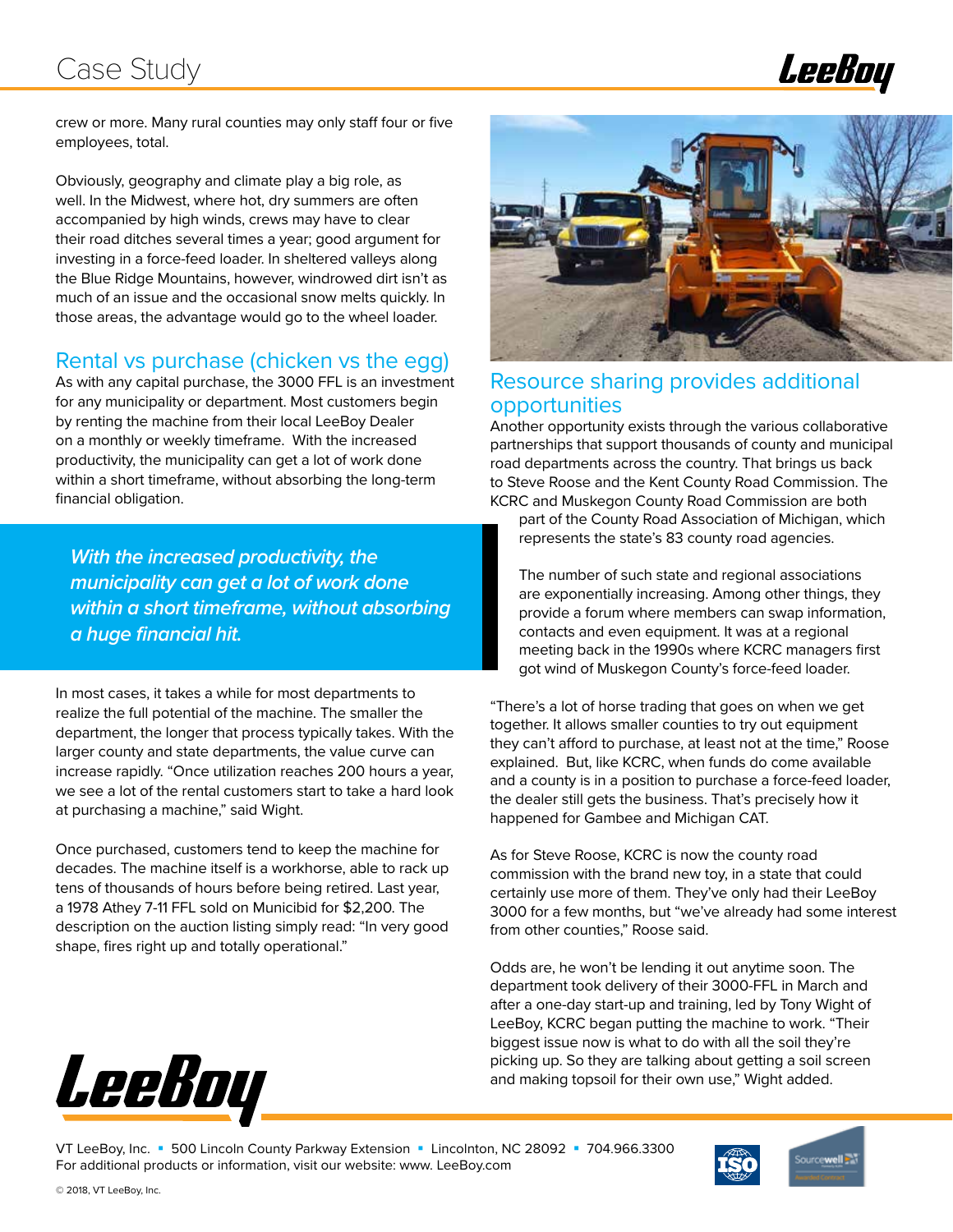crew or more. Many rural counties may only staff four or five employees, total.

Obviously, geography and climate play a big role, as well. In the Midwest, where hot, dry summers are often accompanied by high winds, crews may have to clear their road ditches several times a year; good argument for investing in a force-feed loader. In sheltered valleys along the Blue Ridge Mountains, however, windrowed dirt isn't as much of an issue and the occasional snow melts quickly. In those areas, the advantage would go to the wheel loader.

## Rental vs purchase (chicken vs the egg)

As with any capital purchase, the 3000 FFL is an investment for any municipality or department. Most customers begin by renting the machine from their local LeeBoy Dealer on a monthly or weekly timeframe. With the increased productivity, the municipality can get a lot of work done within a short timeframe, without absorbing the long-term financial obligation.

> *With the increased productivity, the municipality can get a lot of work done within a short timeframe, without absorbing a huge financial hit.*

In most cases, it takes a while for most departments to realize the full potential of the machine. The smaller the department, the longer that process typically takes. With the larger county and state departments, the value curve can increase rapidly. "Once utilization reaches 200 hours a year, we see a lot of the rental customers start to take a hard look at purchasing a machine," said Wight.

Once purchased, customers tend to keep the machine for decades. The machine itself is a workhorse, able to rack up tens of thousands of hours before being retired. Last year, a 1978 Athey 7-11 FFL sold on Municibid for $2,200. The description on the auction listing simply read: "In very good shape, fires right up and totally operational."

## Resource sharing provides additional opportunities

Another opportunity exists through the various collaborative partnerships that support thousands of county and municipal road departments across the country. That brings us back to Steve Roose and the Kent County Road Commission. The KCRC and Muskegon County Road Commission are both part of the County Road Association of Michigan, which represents the state's 83 county road agencies.

The number of such state and regional associations are exponentially increasing. Among other things, they provide a forum where members can swap information, contacts and even equipment. It was at a regional meeting back in the 1990s where KCRC managers first got wind of Muskegon County's force-feed loader.

"There's a lot of horse trading that goes on when we get together. It allows smaller counties to try out equipment they can't afford to purchase, at least not at the time," Roose explained. But, like KCRC, when funds do come available and a county is in a position to purchase a force-feed loader, the dealer still gets the business. That's precisely how it happened for Gambee and Michigan CAT.

As for Steve Roose, KCRC is now the county road commission with the brand new toy, in a state that could certainly use more of them. They've only had their LeeBoy 3000 for a few months, but "we've already had some interest from other counties," Roose said.

Odds are, he won't be lending it out anytime soon. The department took delivery of their 3000-FFL in March and after a one-day start-up and training, led by Tony Wight of LeeBoy, KCRC began putting the machine to work. "Their biggest issue now is what to do with all the soil they're picking up. So they are talking about getting a soil screen and making topsoil for their own use," Wight added.

VT LeeBoy, Inc. ▪ 500 Lincoln County Parkway Extension ▪ Lincolnton, NC 28092 ▪ 704.966.3300
For additional products or information, visit our website: www. LeeBoy.com

© 2018, VT LeeBoy, Inc.